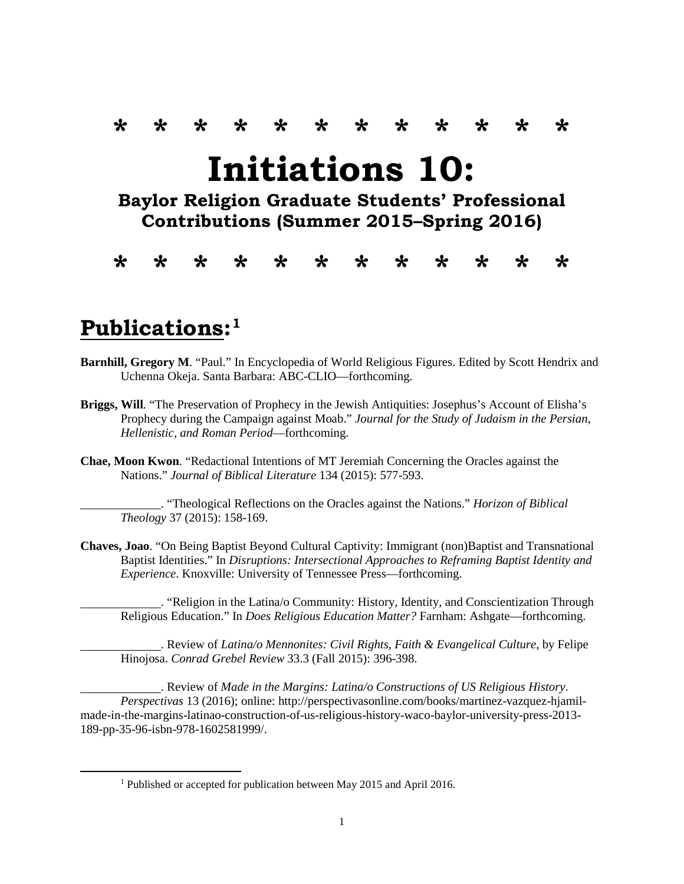\* \* \* \* \* \* \* \* \* \* \* \*

# Initiations 10:

### Baylor Religion Graduate Students' Professional Contributions (Summer 2015–Spring 2016)

\* \* \* \* \* \* \* \* \* \* \* \*

## Publications:[1]

**Barnhill, Gregory M**. "Paul." In Encyclopedia of World Religious Figures. Edited by Scott Hendrix and Uchenna Okeja. Santa Barbara: ABC-CLIO—forthcoming.

**Briggs, Will**. "The Preservation of Prophecy in the Jewish Antiquities: Josephus's Account of Elisha's Prophecy during the Campaign against Moab." *Journal for the Study of Judaism in the Persian, Hellenistic, and Roman Period*—forthcoming.

**Chae, Moon Kwon**. "Redactional Intentions of MT Jeremiah Concerning the Oracles against the Nations." *Journal of Biblical Literature* 134 (2015): 577-593.

\_\_\_\_\_\_\_\_\_\_\_\_\_. "Theological Reflections on the Oracles against the Nations." *Horizon of Biblical Theology* 37 (2015): 158-169.

**Chaves, Joao**. "On Being Baptist Beyond Cultural Captivity: Immigrant (non)Baptist and Transnational Baptist Identities." In *Disruptions: Intersectional Approaches to Reframing Baptist Identity and Experience*. Knoxville: University of Tennessee Press—forthcoming.

\_\_\_\_\_\_\_\_\_\_\_\_\_. "Religion in the Latina/o Community: History, Identity, and Conscientization Through Religious Education." In *Does Religious Education Matter?* Farnham: Ashgate—forthcoming.

\_\_\_\_\_\_\_\_\_\_\_\_\_. Review of *Latina/o Mennonites: Civil Rights, Faith & Evangelical Culture*, by Felipe Hinojosa. *Conrad Grebel Review* 33.3 (Fall 2015): 396-398.

\_\_\_\_\_\_\_\_\_\_\_\_\_. Review of *Made in the Margins: Latina/o Constructions of US Religious History*. *Perspectivas* 13 (2016); online: http://perspectivasonline.com/books/martinez-vazquez-hjamil-made-in-the-margins-latinao-construction-of-us-religious-history-waco-baylor-university-press-2013-189-pp-35-96-isbn-978-1602581999/.

[1] Published or accepted for publication between May 2015 and April 2016.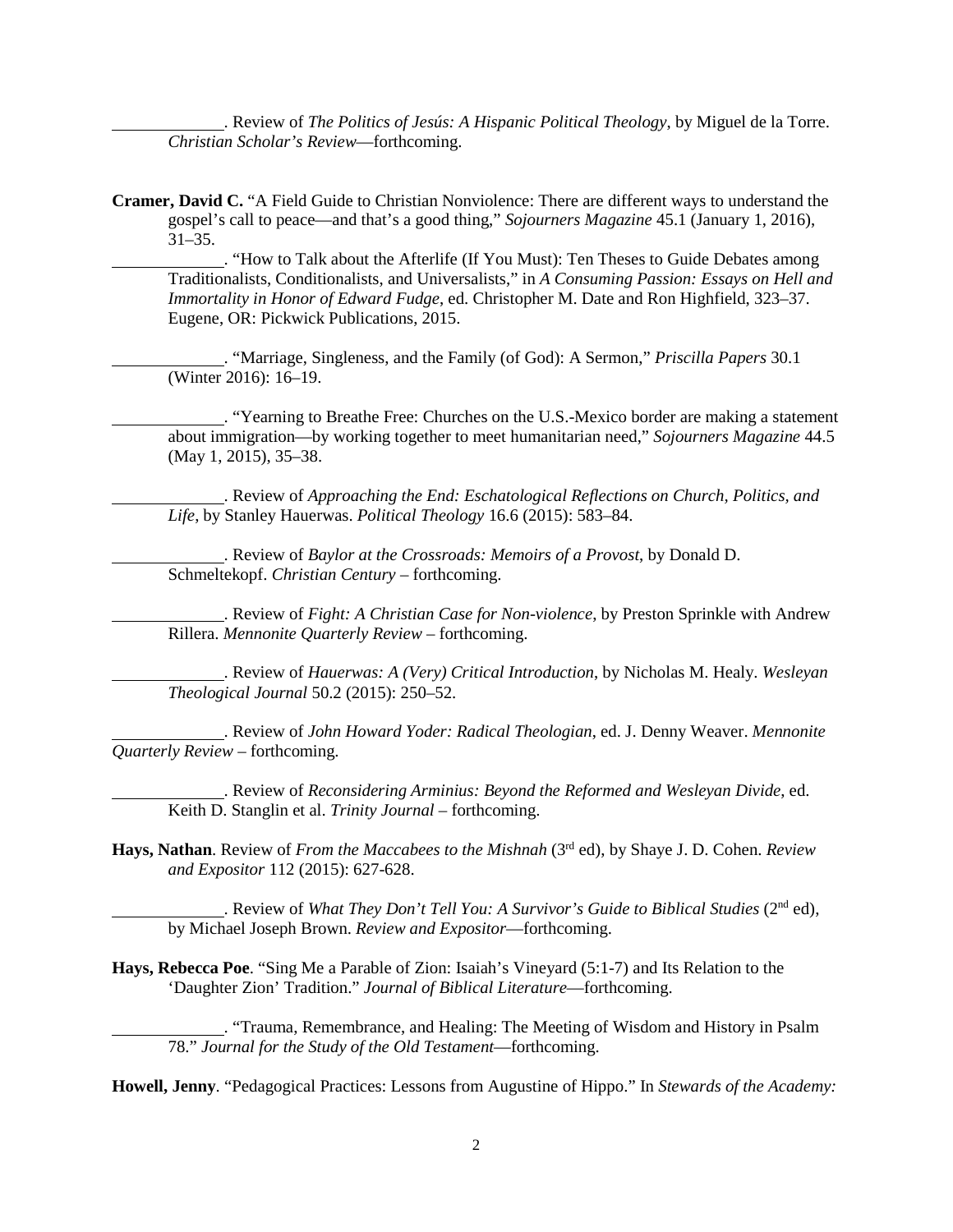\_\_\_\_\_\_\_\_\_\_\_\_\_. Review of *The Politics of Jesús: A Hispanic Political Theology*, by Miguel de la Torre. *Christian Scholar's Review*—forthcoming.

**Cramer, David C.** "A Field Guide to Christian Nonviolence: There are different ways to understand the gospel's call to peace—and that's a good thing," *Sojourners Magazine* 45.1 (January 1, 2016), 31–35.

\_\_\_\_\_\_\_\_\_\_\_\_\_. "How to Talk about the Afterlife (If You Must): Ten Theses to Guide Debates among Traditionalists, Conditionalists, and Universalists," in *A Consuming Passion: Essays on Hell and Immortality in Honor of Edward Fudge*, ed. Christopher M. Date and Ron Highfield, 323–37. Eugene, OR: Pickwick Publications, 2015.

\_\_\_\_\_\_\_\_\_\_\_\_\_. "Marriage, Singleness, and the Family (of God): A Sermon," *Priscilla Papers* 30.1 (Winter 2016): 16–19.

\_\_\_\_\_\_\_\_\_\_\_\_\_. "Yearning to Breathe Free: Churches on the U.S.-Mexico border are making a statement about immigration—by working together to meet humanitarian need," *Sojourners Magazine* 44.5 (May 1, 2015), 35–38.

\_\_\_\_\_\_\_\_\_\_\_\_\_. Review of *Approaching the End: Eschatological Reflections on Church, Politics, and Life*, by Stanley Hauerwas. *Political Theology* 16.6 (2015): 583–84.

\_\_\_\_\_\_\_\_\_\_\_\_\_. Review of *Baylor at the Crossroads: Memoirs of a Provost*, by Donald D. Schmeltekopf. *Christian Century* – forthcoming.

\_\_\_\_\_\_\_\_\_\_\_\_\_. Review of *Fight: A Christian Case for Non-violence*, by Preston Sprinkle with Andrew Rillera. *Mennonite Quarterly Review* – forthcoming.

\_\_\_\_\_\_\_\_\_\_\_\_\_. Review of *Hauerwas: A (Very) Critical Introduction*, by Nicholas M. Healy. *Wesleyan Theological Journal* 50.2 (2015): 250–52.

\_\_\_\_\_\_\_\_\_\_\_\_\_. Review of *John Howard Yoder: Radical Theologian*, ed. J. Denny Weaver. *Mennonite Quarterly Review* – forthcoming.

\_\_\_\_\_\_\_\_\_\_\_\_\_. Review of *Reconsidering Arminius: Beyond the Reformed and Wesleyan Divide*, ed. Keith D. Stanglin et al. *Trinity Journal* – forthcoming.

**Hays, Nathan**. Review of *From the Maccabees to the Mishnah* (3rd ed), by Shaye J. D. Cohen. *Review and Expositor* 112 (2015): 627-628.

\_\_\_\_\_\_\_\_\_\_\_\_\_. Review of *What They Don't Tell You: A Survivor's Guide to Biblical Studies* (2nd ed), by Michael Joseph Brown. *Review and Expositor*—forthcoming.

**Hays, Rebecca Poe**. "Sing Me a Parable of Zion: Isaiah's Vineyard (5:1-7) and Its Relation to the 'Daughter Zion' Tradition." *Journal of Biblical Literature*—forthcoming.

\_\_\_\_\_\_\_\_\_\_\_\_\_. "Trauma, Remembrance, and Healing: The Meeting of Wisdom and History in Psalm 78." *Journal for the Study of the Old Testament*—forthcoming.

**Howell, Jenny**. "Pedagogical Practices: Lessons from Augustine of Hippo." In *Stewards of the Academy:*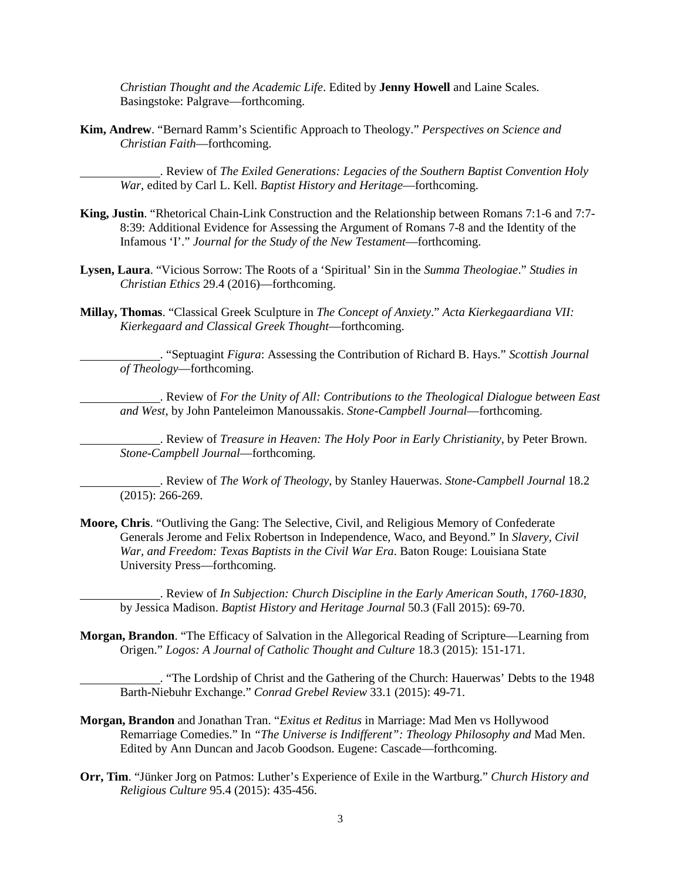*Christian Thought and the Academic Life*. Edited by **Jenny Howell** and Laine Scales. Basingstoke: Palgrave—forthcoming.

**Kim, Andrew**. "Bernard Ramm's Scientific Approach to Theology." *Perspectives on Science and Christian Faith*—forthcoming.

\_\_\_\_\_\_\_\_\_\_\_\_. Review of *The Exiled Generations: Legacies of the Southern Baptist Convention Holy War*, edited by Carl L. Kell. *Baptist History and Heritage*—forthcoming.

**King, Justin**. "Rhetorical Chain-Link Construction and the Relationship between Romans 7:1-6 and 7:7-8:39: Additional Evidence for Assessing the Argument of Romans 7-8 and the Identity of the Infamous 'I'." *Journal for the Study of the New Testament*—forthcoming.

**Lysen, Laura**. "Vicious Sorrow: The Roots of a 'Spiritual' Sin in the *Summa Theologiae*." *Studies in Christian Ethics* 29.4 (2016)—forthcoming.

**Millay, Thomas**. "Classical Greek Sculpture in *The Concept of Anxiety*." *Acta Kierkegaardiana VII: Kierkegaard and Classical Greek Thought*—forthcoming.

\_\_\_\_\_\_\_\_\_\_\_\_. "Septuagint *Figura*: Assessing the Contribution of Richard B. Hays." *Scottish Journal of Theology*—forthcoming.

\_\_\_\_\_\_\_\_\_\_\_\_. Review of *For the Unity of All: Contributions to the Theological Dialogue between East and West*, by John Panteleimon Manoussakis. *Stone-Campbell Journal*—forthcoming.

\_\_\_\_\_\_\_\_\_\_\_\_. Review of *Treasure in Heaven: The Holy Poor in Early Christianity*, by Peter Brown. *Stone-Campbell Journal*—forthcoming.

\_\_\_\_\_\_\_\_\_\_\_\_. Review of *The Work of Theology*, by Stanley Hauerwas. *Stone-Campbell Journal* 18.2 (2015): 266-269.

**Moore, Chris**. "Outliving the Gang: The Selective, Civil, and Religious Memory of Confederate Generals Jerome and Felix Robertson in Independence, Waco, and Beyond." In *Slavery, Civil War, and Freedom: Texas Baptists in the Civil War Era*. Baton Rouge: Louisiana State University Press—forthcoming.

\_\_\_\_\_\_\_\_\_\_\_\_. Review of *In Subjection: Church Discipline in the Early American South, 1760-1830*, by Jessica Madison. *Baptist History and Heritage Journal* 50.3 (Fall 2015): 69-70.

**Morgan, Brandon**. "The Efficacy of Salvation in the Allegorical Reading of Scripture—Learning from Origen." *Logos: A Journal of Catholic Thought and Culture* 18.3 (2015): 151-171.

\_\_\_\_\_\_\_\_\_\_\_\_. "The Lordship of Christ and the Gathering of the Church: Hauerwas' Debts to the 1948 Barth-Niebuhr Exchange." *Conrad Grebel Review* 33.1 (2015): 49-71.

**Morgan, Brandon** and Jonathan Tran. "*Exitus et Reditus* in Marriage: Mad Men vs Hollywood Remarriage Comedies." In *"The Universe is Indifferent": Theology Philosophy and* Mad Men. Edited by Ann Duncan and Jacob Goodson. Eugene: Cascade—forthcoming.

**Orr, Tim**. "Jünker Jorg on Patmos: Luther's Experience of Exile in the Wartburg." *Church History and Religious Culture* 95.4 (2015): 435-456.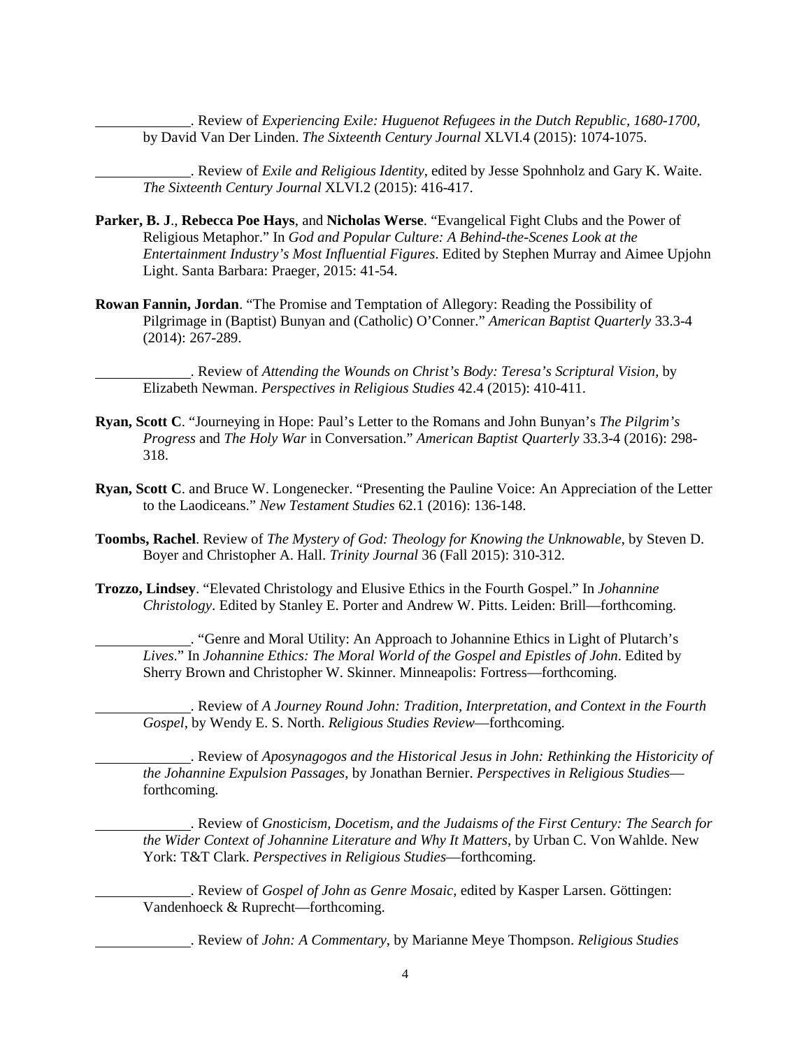\_\_\_\_\_\_\_\_\_\_\_\_\_. Review of *Experiencing Exile: Huguenot Refugees in the Dutch Republic, 1680-1700*, by David Van Der Linden. *The Sixteenth Century Journal* XLVI.4 (2015): 1074-1075.

\_\_\_\_\_\_\_\_\_\_\_\_\_. Review of *Exile and Religious Identity*, edited by Jesse Spohnholz and Gary K. Waite. *The Sixteenth Century Journal* XLVI.2 (2015): 416-417.

**Parker, B. J**., **Rebecca Poe Hays**, and **Nicholas Werse**. "Evangelical Fight Clubs and the Power of Religious Metaphor." In *God and Popular Culture: A Behind-the-Scenes Look at the Entertainment Industry's Most Influential Figures*. Edited by Stephen Murray and Aimee Upjohn Light. Santa Barbara: Praeger, 2015: 41-54.

**Rowan Fannin, Jordan**. "The Promise and Temptation of Allegory: Reading the Possibility of Pilgrimage in (Baptist) Bunyan and (Catholic) O'Conner." *American Baptist Quarterly* 33.3-4 (2014): 267-289.

\_\_\_\_\_\_\_\_\_\_\_\_\_. Review of *Attending the Wounds on Christ's Body: Teresa's Scriptural Vision*, by Elizabeth Newman. *Perspectives in Religious Studies* 42.4 (2015): 410-411.

**Ryan, Scott C**. "Journeying in Hope: Paul's Letter to the Romans and John Bunyan's *The Pilgrim's Progress* and *The Holy War* in Conversation." *American Baptist Quarterly* 33.3-4 (2016): 298-318.

**Ryan, Scott C**. and Bruce W. Longenecker. "Presenting the Pauline Voice: An Appreciation of the Letter to the Laodiceans." *New Testament Studies* 62.1 (2016): 136-148.

**Toombs, Rachel**. Review of *The Mystery of God: Theology for Knowing the Unknowable*, by Steven D. Boyer and Christopher A. Hall. *Trinity Journal* 36 (Fall 2015): 310-312.

**Trozzo, Lindsey**. "Elevated Christology and Elusive Ethics in the Fourth Gospel." In *Johannine Christology*. Edited by Stanley E. Porter and Andrew W. Pitts. Leiden: Brill—forthcoming.

\_\_\_\_\_\_\_\_\_\_\_\_\_. "Genre and Moral Utility: An Approach to Johannine Ethics in Light of Plutarch's *Lives*." In *Johannine Ethics: The Moral World of the Gospel and Epistles of John*. Edited by Sherry Brown and Christopher W. Skinner. Minneapolis: Fortress—forthcoming.

\_\_\_\_\_\_\_\_\_\_\_\_\_. Review of *A Journey Round John: Tradition, Interpretation, and Context in the Fourth Gospel*, by Wendy E. S. North. *Religious Studies Review*—forthcoming.

\_\_\_\_\_\_\_\_\_\_\_\_\_. Review of *Aposynagogos and the Historical Jesus in John: Rethinking the Historicity of the Johannine Expulsion Passages*, by Jonathan Bernier. *Perspectives in Religious Studies*—forthcoming.

\_\_\_\_\_\_\_\_\_\_\_\_\_. Review of *Gnosticism, Docetism, and the Judaisms of the First Century: The Search for the Wider Context of Johannine Literature and Why It Matters*, by Urban C. Von Wahlde. New York: T&T Clark. *Perspectives in Religious Studies*—forthcoming.

\_\_\_\_\_\_\_\_\_\_\_\_\_. Review of *Gospel of John as Genre Mosaic*, edited by Kasper Larsen. Göttingen: Vandenhoeck & Ruprecht—forthcoming.

\_\_\_\_\_\_\_\_\_\_\_\_\_. Review of *John: A Commentary*, by Marianne Meye Thompson. *Religious Studies*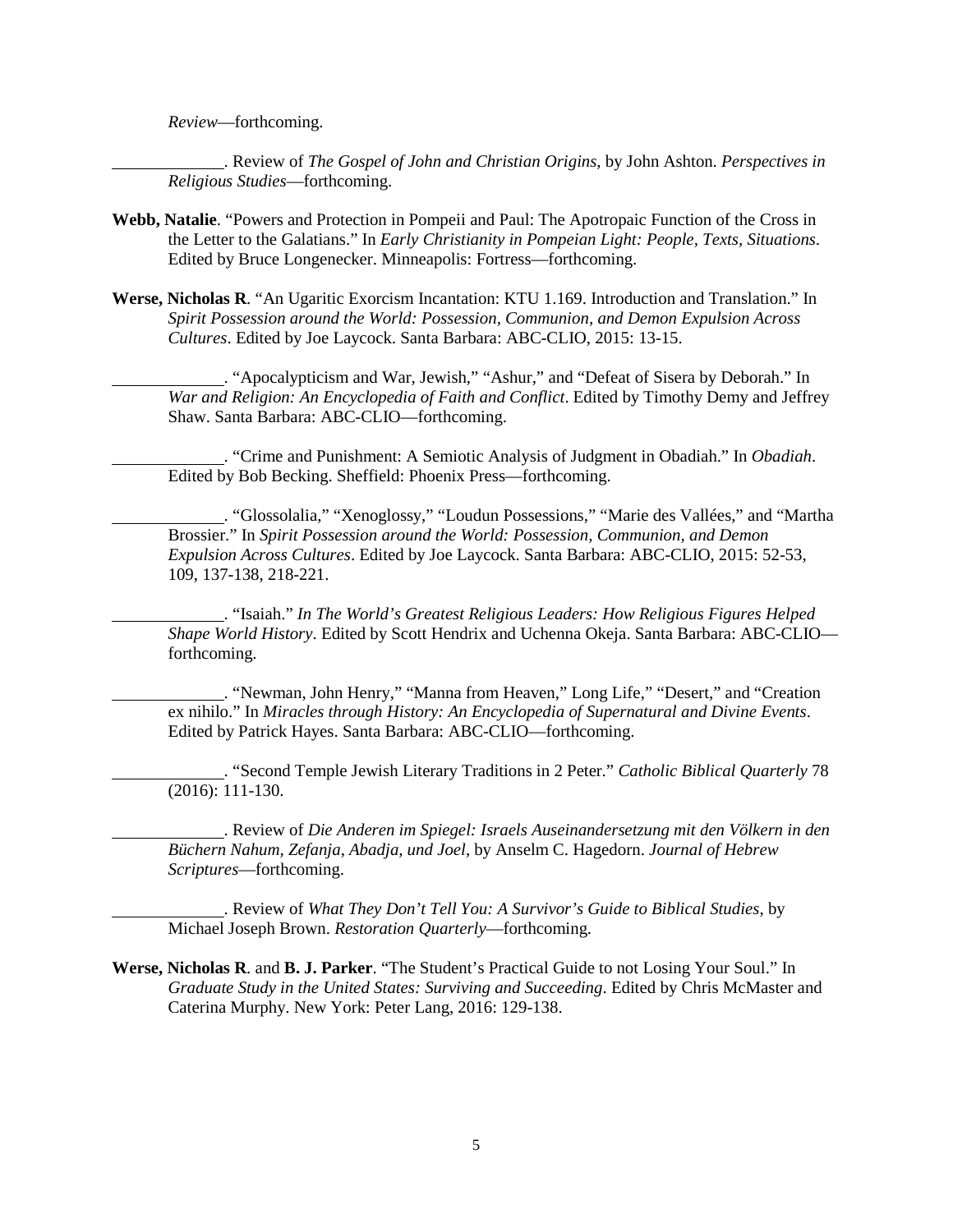*Review*—forthcoming.

\_\_\_\_\_\_\_\_\_\_\_\_\_. Review of *The Gospel of John and Christian Origins*, by John Ashton. *Perspectives in Religious Studies*—forthcoming.

**Webb, Natalie**. "Powers and Protection in Pompeii and Paul: The Apotropaic Function of the Cross in the Letter to the Galatians." In *Early Christianity in Pompeian Light: People, Texts, Situations*. Edited by Bruce Longenecker. Minneapolis: Fortress—forthcoming.

**Werse, Nicholas R**. "An Ugaritic Exorcism Incantation: KTU 1.169. Introduction and Translation." In *Spirit Possession around the World: Possession, Communion, and Demon Expulsion Across Cultures*. Edited by Joe Laycock. Santa Barbara: ABC-CLIO, 2015: 13-15.

\_\_\_\_\_\_\_\_\_\_\_\_\_. "Apocalypticism and War, Jewish," "Ashur," and "Defeat of Sisera by Deborah." In *War and Religion: An Encyclopedia of Faith and Conflict*. Edited by Timothy Demy and Jeffrey Shaw. Santa Barbara: ABC-CLIO—forthcoming.

\_\_\_\_\_\_\_\_\_\_\_\_\_. "Crime and Punishment: A Semiotic Analysis of Judgment in Obadiah." In *Obadiah*. Edited by Bob Becking. Sheffield: Phoenix Press—forthcoming.

\_\_\_\_\_\_\_\_\_\_\_\_\_. "Glossolalia," "Xenoglossy," "Loudun Possessions," "Marie des Vallées," and "Martha Brossier." In *Spirit Possession around the World: Possession, Communion, and Demon Expulsion Across Cultures*. Edited by Joe Laycock. Santa Barbara: ABC-CLIO, 2015: 52-53, 109, 137-138, 218-221.

\_\_\_\_\_\_\_\_\_\_\_\_\_. "Isaiah." *In The World's Greatest Religious Leaders: How Religious Figures Helped Shape World History*. Edited by Scott Hendrix and Uchenna Okeja. Santa Barbara: ABC-CLIO—forthcoming.

\_\_\_\_\_\_\_\_\_\_\_\_\_. "Newman, John Henry," "Manna from Heaven," Long Life," "Desert," and "Creation ex nihilo." In *Miracles through History: An Encyclopedia of Supernatural and Divine Events*. Edited by Patrick Hayes. Santa Barbara: ABC-CLIO—forthcoming.

\_\_\_\_\_\_\_\_\_\_\_\_\_. "Second Temple Jewish Literary Traditions in 2 Peter." *Catholic Biblical Quarterly* 78 (2016): 111-130.

\_\_\_\_\_\_\_\_\_\_\_\_\_. Review of *Die Anderen im Spiegel: Israels Auseinandersetzung mit den Völkern in den Büchern Nahum, Zefanja, Abadja, und Joel*, by Anselm C. Hagedorn. *Journal of Hebrew Scriptures*—forthcoming.

\_\_\_\_\_\_\_\_\_\_\_\_\_. Review of *What They Don't Tell You: A Survivor's Guide to Biblical Studies*, by Michael Joseph Brown. *Restoration Quarterly*—forthcoming.

**Werse, Nicholas R**. and **B. J. Parker**. "The Student's Practical Guide to not Losing Your Soul." In *Graduate Study in the United States: Surviving and Succeeding*. Edited by Chris McMaster and Caterina Murphy. New York: Peter Lang, 2016: 129-138.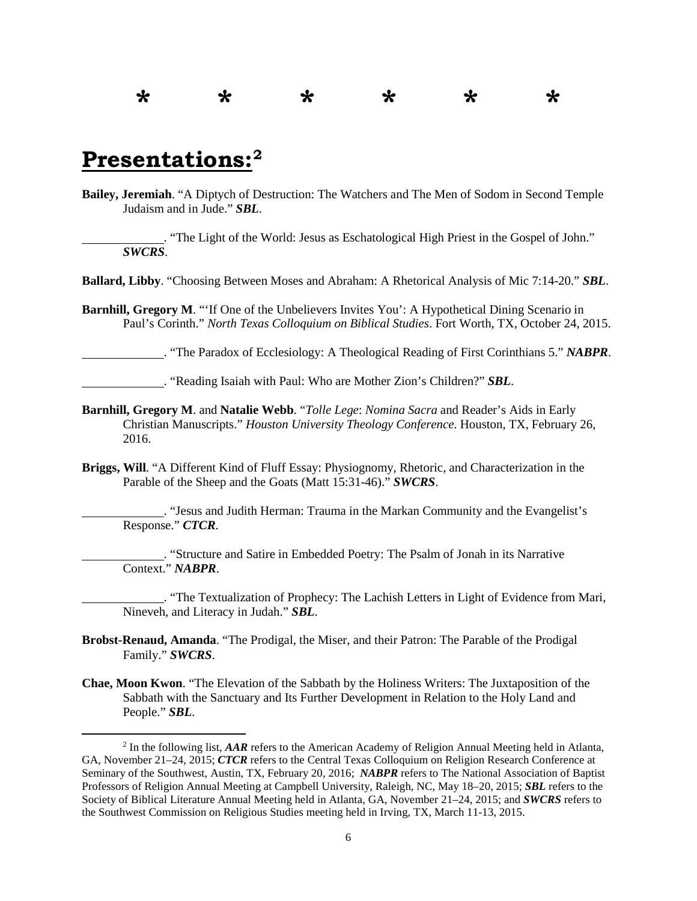\* \* \* \* \* \*

## Presentations:[2]

**Bailey, Jeremiah**. "A Diptych of Destruction: The Watchers and The Men of Sodom in Second Temple Judaism and in Jude." ***SBL***.

\_\_\_\_\_\_\_\_\_\_\_\_. "The Light of the World: Jesus as Eschatological High Priest in the Gospel of John." ***SWCRS***.

**Ballard, Libby**. "Choosing Between Moses and Abraham: A Rhetorical Analysis of Mic 7:14-20." ***SBL***.

**Barnhill, Gregory M**. "'If One of the Unbelievers Invites You': A Hypothetical Dining Scenario in Paul's Corinth." *North Texas Colloquium on Biblical Studies*. Fort Worth, TX, October 24, 2015.

\_\_\_\_\_\_\_\_\_\_\_\_. "The Paradox of Ecclesiology: A Theological Reading of First Corinthians 5." ***NABPR***.

\_\_\_\_\_\_\_\_\_\_\_\_. "Reading Isaiah with Paul: Who are Mother Zion's Children?" ***SBL***.

**Barnhill, Gregory M**. and **Natalie Webb**. "*Tolle Lege*: *Nomina Sacra* and Reader's Aids in Early Christian Manuscripts." *Houston University Theology Conference*. Houston, TX, February 26, 2016.

**Briggs, Will**. "A Different Kind of Fluff Essay: Physiognomy, Rhetoric, and Characterization in the Parable of the Sheep and the Goats (Matt 15:31-46)." ***SWCRS***.

\_\_\_\_\_\_\_\_\_\_\_\_. "Jesus and Judith Herman: Trauma in the Markan Community and the Evangelist's Response." ***CTCR***.

\_\_\_\_\_\_\_\_\_\_\_\_. "Structure and Satire in Embedded Poetry: The Psalm of Jonah in its Narrative Context." ***NABPR***.

\_\_\_\_\_\_\_\_\_\_\_\_. "The Textualization of Prophecy: The Lachish Letters in Light of Evidence from Mari, Nineveh, and Literacy in Judah." ***SBL***.

**Brobst-Renaud, Amanda**. "The Prodigal, the Miser, and their Patron: The Parable of the Prodigal Family." ***SWCRS***.

**Chae, Moon Kwon**. "The Elevation of the Sabbath by the Holiness Writers: The Juxtaposition of the Sabbath with the Sanctuary and Its Further Development in Relation to the Holy Land and People." ***SBL***.

---

[2] In the following list, ***AAR*** refers to the American Academy of Religion Annual Meeting held in Atlanta, GA, November 21–24, 2015; ***CTCR*** refers to the Central Texas Colloquium on Religion Research Conference at Seminary of the Southwest, Austin, TX, February 20, 2016; ***NABPR*** refers to The National Association of Baptist Professors of Religion Annual Meeting at Campbell University, Raleigh, NC, May 18–20, 2015; ***SBL*** refers to the Society of Biblical Literature Annual Meeting held in Atlanta, GA, November 21–24, 2015; and ***SWCRS*** refers to the Southwest Commission on Religious Studies meeting held in Irving, TX, March 11-13, 2015.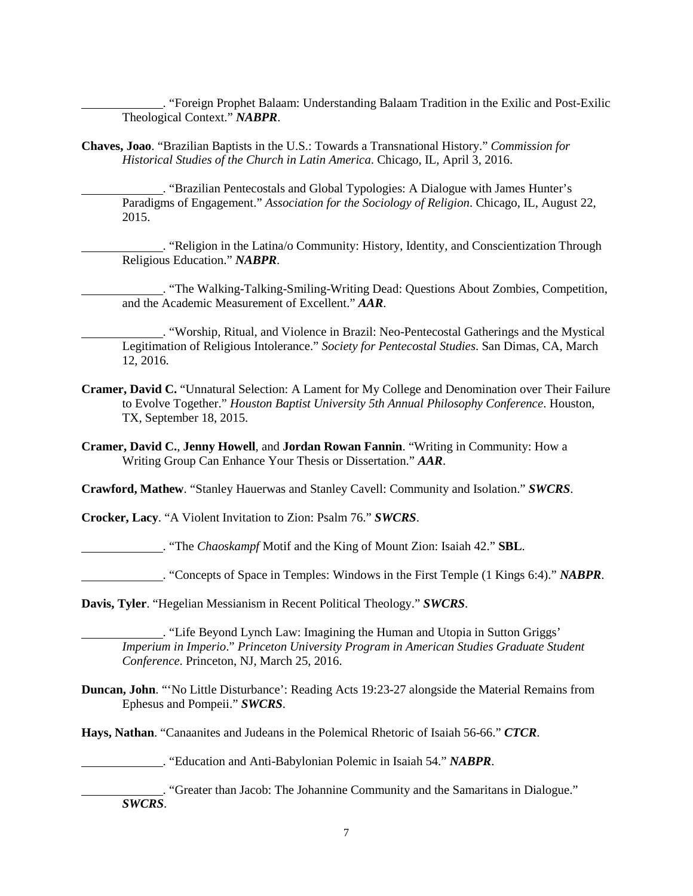\_\_\_\_\_\_\_\_\_\_\_\_\_. "Foreign Prophet Balaam: Understanding Balaam Tradition in the Exilic and Post-Exilic Theological Context." ***NABPR***.

**Chaves, Joao**. "Brazilian Baptists in the U.S.: Towards a Transnational History." *Commission for Historical Studies of the Church in Latin America*. Chicago, IL, April 3, 2016.

\_\_\_\_\_\_\_\_\_\_\_\_\_. "Brazilian Pentecostals and Global Typologies: A Dialogue with James Hunter's Paradigms of Engagement." *Association for the Sociology of Religion*. Chicago, IL, August 22, 2015.

\_\_\_\_\_\_\_\_\_\_\_\_\_. "Religion in the Latina/o Community: History, Identity, and Conscientization Through Religious Education." ***NABPR***.

\_\_\_\_\_\_\_\_\_\_\_\_\_. "The Walking-Talking-Smiling-Writing Dead: Questions About Zombies, Competition, and the Academic Measurement of Excellent." ***AAR***.

\_\_\_\_\_\_\_\_\_\_\_\_\_. "Worship, Ritual, and Violence in Brazil: Neo-Pentecostal Gatherings and the Mystical Legitimation of Religious Intolerance." *Society for Pentecostal Studies*. San Dimas, CA, March 12, 2016.

**Cramer, David C.** "Unnatural Selection: A Lament for My College and Denomination over Their Failure to Evolve Together." *Houston Baptist University 5th Annual Philosophy Conference*. Houston, TX, September 18, 2015.

**Cramer, David C.**, **Jenny Howell**, and **Jordan Rowan Fannin**. "Writing in Community: How a Writing Group Can Enhance Your Thesis or Dissertation." ***AAR***.

**Crawford, Mathew**. "Stanley Hauerwas and Stanley Cavell: Community and Isolation." ***SWCRS***.

**Crocker, Lacy**. "A Violent Invitation to Zion: Psalm 76." ***SWCRS***.

\_\_\_\_\_\_\_\_\_\_\_\_\_. "The *Chaoskampf* Motif and the King of Mount Zion: Isaiah 42." **SBL**.

\_\_\_\_\_\_\_\_\_\_\_\_\_. "Concepts of Space in Temples: Windows in the First Temple (1 Kings 6:4)." ***NABPR***.

**Davis, Tyler**. "Hegelian Messianism in Recent Political Theology." ***SWCRS***.

\_\_\_\_\_\_\_\_\_\_\_\_\_. "Life Beyond Lynch Law: Imagining the Human and Utopia in Sutton Griggs' *Imperium in Imperio*." *Princeton University Program in American Studies Graduate Student Conference*. Princeton, NJ, March 25, 2016.

**Duncan, John**. "'No Little Disturbance': Reading Acts 19:23-27 alongside the Material Remains from Ephesus and Pompeii." ***SWCRS***.

**Hays, Nathan**. "Canaanites and Judeans in the Polemical Rhetoric of Isaiah 56-66." ***CTCR***.

\_\_\_\_\_\_\_\_\_\_\_\_\_. "Education and Anti-Babylonian Polemic in Isaiah 54." ***NABPR***.

\_\_\_\_\_\_\_\_\_\_\_\_\_. "Greater than Jacob: The Johannine Community and the Samaritans in Dialogue." ***SWCRS***.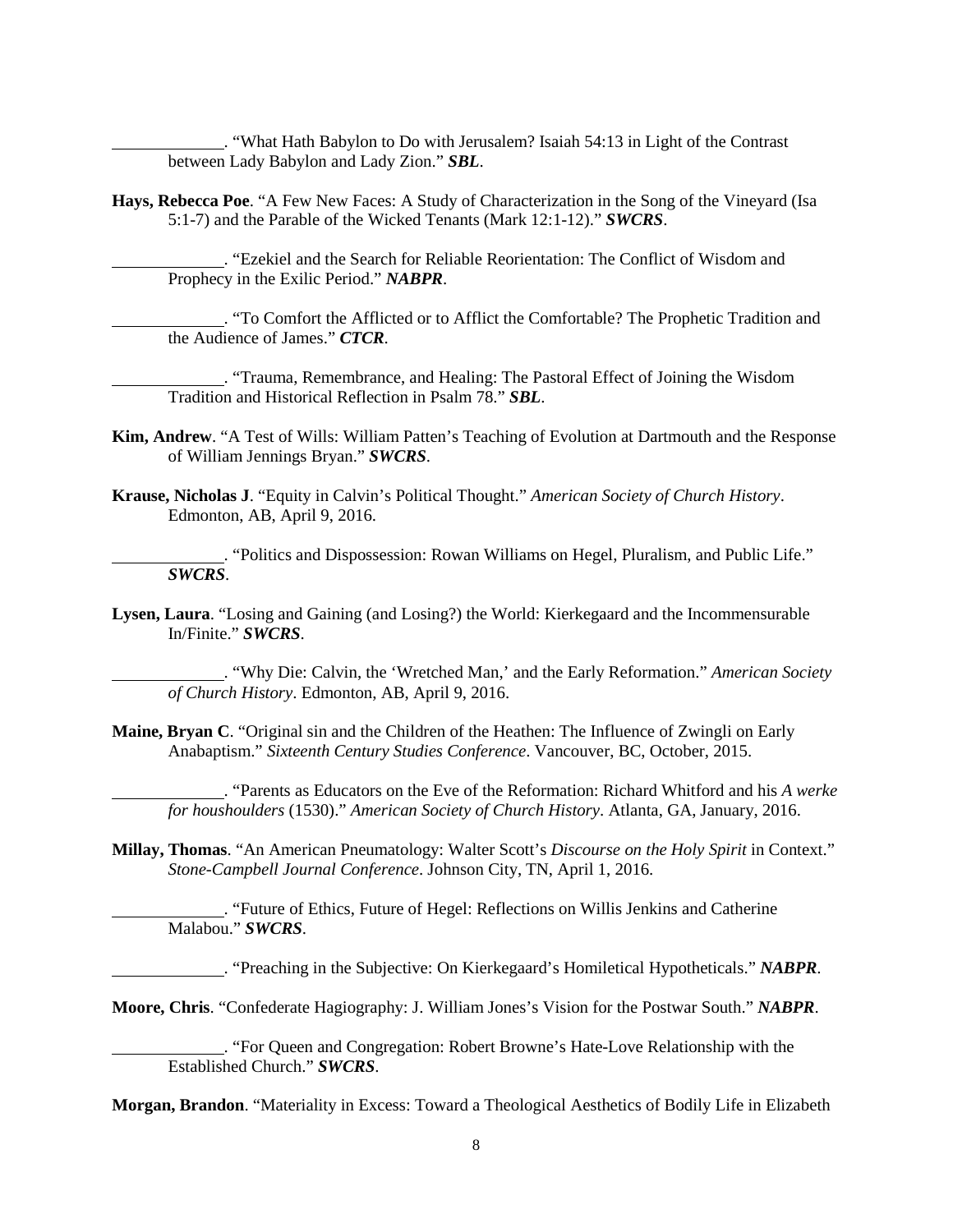\_\_\_\_\_\_\_\_\_\_\_\_. "What Hath Babylon to Do with Jerusalem? Isaiah 54:13 in Light of the Contrast between Lady Babylon and Lady Zion." ***SBL***.

**Hays, Rebecca Poe**. "A Few New Faces: A Study of Characterization in the Song of the Vineyard (Isa 5:1-7) and the Parable of the Wicked Tenants (Mark 12:1-12)." ***SWCRS***.

\_\_\_\_\_\_\_\_\_\_\_\_. "Ezekiel and the Search for Reliable Reorientation: The Conflict of Wisdom and Prophecy in the Exilic Period." ***NABPR***.

\_\_\_\_\_\_\_\_\_\_\_\_. "To Comfort the Afflicted or to Afflict the Comfortable? The Prophetic Tradition and the Audience of James." ***CTCR***.

\_\_\_\_\_\_\_\_\_\_\_\_. "Trauma, Remembrance, and Healing: The Pastoral Effect of Joining the Wisdom Tradition and Historical Reflection in Psalm 78." ***SBL***.

**Kim, Andrew**. "A Test of Wills: William Patten's Teaching of Evolution at Dartmouth and the Response of William Jennings Bryan." ***SWCRS***.

**Krause, Nicholas J**. "Equity in Calvin's Political Thought." *American Society of Church History*. Edmonton, AB, April 9, 2016.

\_\_\_\_\_\_\_\_\_\_\_\_. "Politics and Dispossession: Rowan Williams on Hegel, Pluralism, and Public Life." ***SWCRS***.

**Lysen, Laura**. "Losing and Gaining (and Losing?) the World: Kierkegaard and the Incommensurable In/Finite." ***SWCRS***.

\_\_\_\_\_\_\_\_\_\_\_\_. "Why Die: Calvin, the 'Wretched Man,' and the Early Reformation." *American Society of Church History*. Edmonton, AB, April 9, 2016.

**Maine, Bryan C**. "Original sin and the Children of the Heathen: The Influence of Zwingli on Early Anabaptism." *Sixteenth Century Studies Conference*. Vancouver, BC, October, 2015.

\_\_\_\_\_\_\_\_\_\_\_\_. "Parents as Educators on the Eve of the Reformation: Richard Whitford and his *A werke for houshoulders* (1530)." *American Society of Church History*. Atlanta, GA, January, 2016.

**Millay, Thomas**. "An American Pneumatology: Walter Scott's *Discourse on the Holy Spirit* in Context." *Stone-Campbell Journal Conference*. Johnson City, TN, April 1, 2016.

\_\_\_\_\_\_\_\_\_\_\_\_. "Future of Ethics, Future of Hegel: Reflections on Willis Jenkins and Catherine Malabou." ***SWCRS***.

\_\_\_\_\_\_\_\_\_\_\_\_. "Preaching in the Subjective: On Kierkegaard's Homiletical Hypotheticals." ***NABPR***.

**Moore, Chris**. "Confederate Hagiography: J. William Jones's Vision for the Postwar South." ***NABPR***.

\_\_\_\_\_\_\_\_\_\_\_\_. "For Queen and Congregation: Robert Browne's Hate-Love Relationship with the Established Church." ***SWCRS***.

**Morgan, Brandon**. "Materiality in Excess: Toward a Theological Aesthetics of Bodily Life in Elizabeth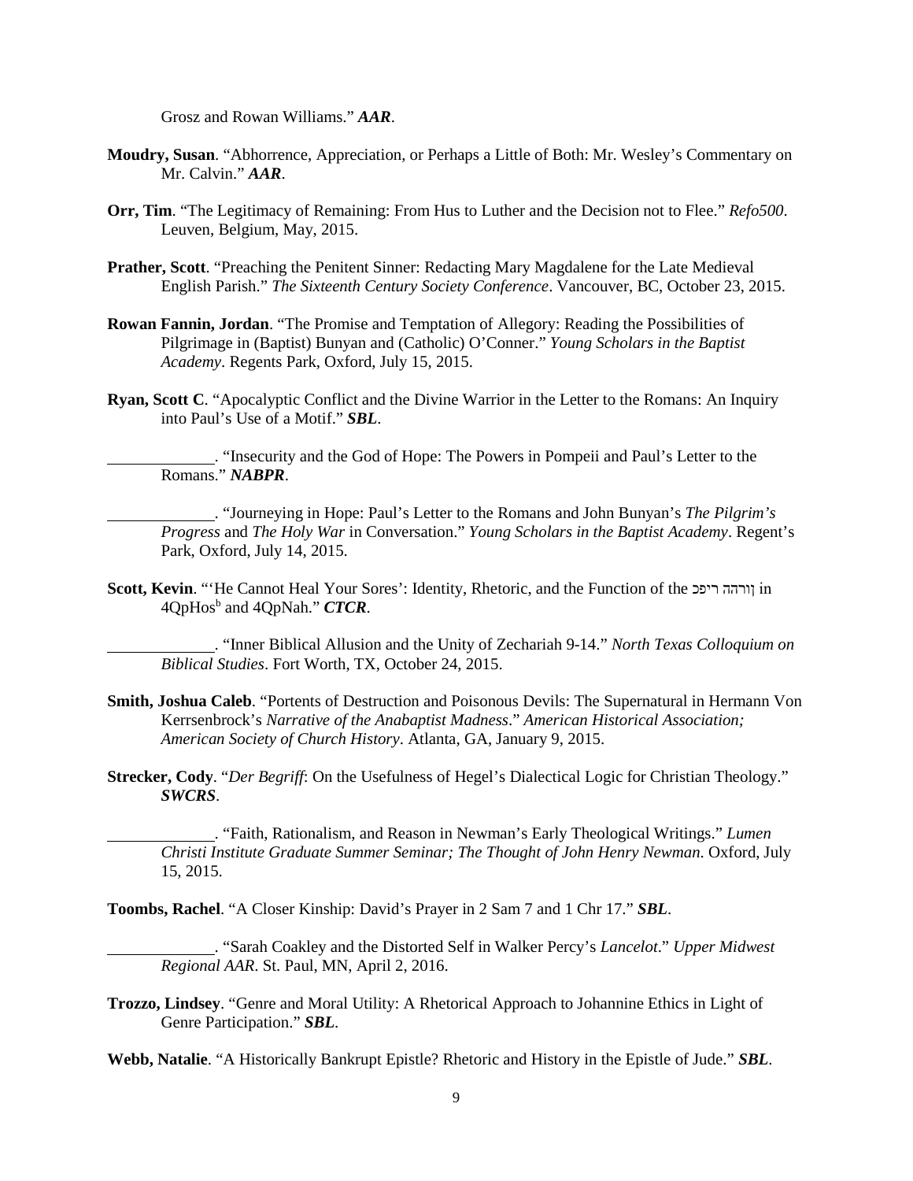Grosz and Rowan Williams." ***AAR***.

**Moudry, Susan**. "Abhorrence, Appreciation, or Perhaps a Little of Both: Mr. Wesley's Commentary on Mr. Calvin." ***AAR***.

**Orr, Tim**. "The Legitimacy of Remaining: From Hus to Luther and the Decision not to Flee." *Refo500*. Leuven, Belgium, May, 2015.

**Prather, Scott**. "Preaching the Penitent Sinner: Redacting Mary Magdalene for the Late Medieval English Parish." *The Sixteenth Century Society Conference*. Vancouver, BC, October 23, 2015.

**Rowan Fannin, Jordan**. "The Promise and Temptation of Allegory: Reading the Possibilities of Pilgrimage in (Baptist) Bunyan and (Catholic) O'Conner." *Young Scholars in the Baptist Academy*. Regents Park, Oxford, July 15, 2015.

**Ryan, Scott C**. "Apocalyptic Conflict and the Divine Warrior in the Letter to the Romans: An Inquiry into Paul's Use of a Motif." ***SBL***.

\_\_\_\_\_\_\_\_\_\_\_\_\_. "Insecurity and the God of Hope: The Powers in Pompeii and Paul's Letter to the Romans." ***NABPR***.

\_\_\_\_\_\_\_\_\_\_\_\_\_. "Journeying in Hope: Paul's Letter to the Romans and John Bunyan's *The Pilgrim's Progress* and *The Holy War* in Conversation." *Young Scholars in the Baptist Academy*. Regent's Park, Oxford, July 14, 2015.

**Scott, Kevin**. "'He Cannot Heal Your Sores': Identity, Rhetoric, and the Function of the כפיר החרון in 4QpHos[b] and 4QpNah." ***CTCR***.

\_\_\_\_\_\_\_\_\_\_\_\_\_. "Inner Biblical Allusion and the Unity of Zechariah 9-14." *North Texas Colloquium on Biblical Studies*. Fort Worth, TX, October 24, 2015.

**Smith, Joshua Caleb**. "Portents of Destruction and Poisonous Devils: The Supernatural in Hermann Von Kerrsenbrock's *Narrative of the Anabaptist Madness*." *American Historical Association; American Society of Church History*. Atlanta, GA, January 9, 2015.

**Strecker, Cody**. "*Der Begriff*: On the Usefulness of Hegel's Dialectical Logic for Christian Theology." ***SWCRS***.

\_\_\_\_\_\_\_\_\_\_\_\_\_. "Faith, Rationalism, and Reason in Newman's Early Theological Writings." *Lumen Christi Institute Graduate Summer Seminar; The Thought of John Henry Newman*. Oxford, July 15, 2015.

**Toombs, Rachel**. "A Closer Kinship: David's Prayer in 2 Sam 7 and 1 Chr 17." ***SBL***.

\_\_\_\_\_\_\_\_\_\_\_\_\_. "Sarah Coakley and the Distorted Self in Walker Percy's *Lancelot*." *Upper Midwest Regional AAR*. St. Paul, MN, April 2, 2016.

**Trozzo, Lindsey**. "Genre and Moral Utility: A Rhetorical Approach to Johannine Ethics in Light of Genre Participation." ***SBL***.

**Webb, Natalie**. "A Historically Bankrupt Epistle? Rhetoric and History in the Epistle of Jude." ***SBL***.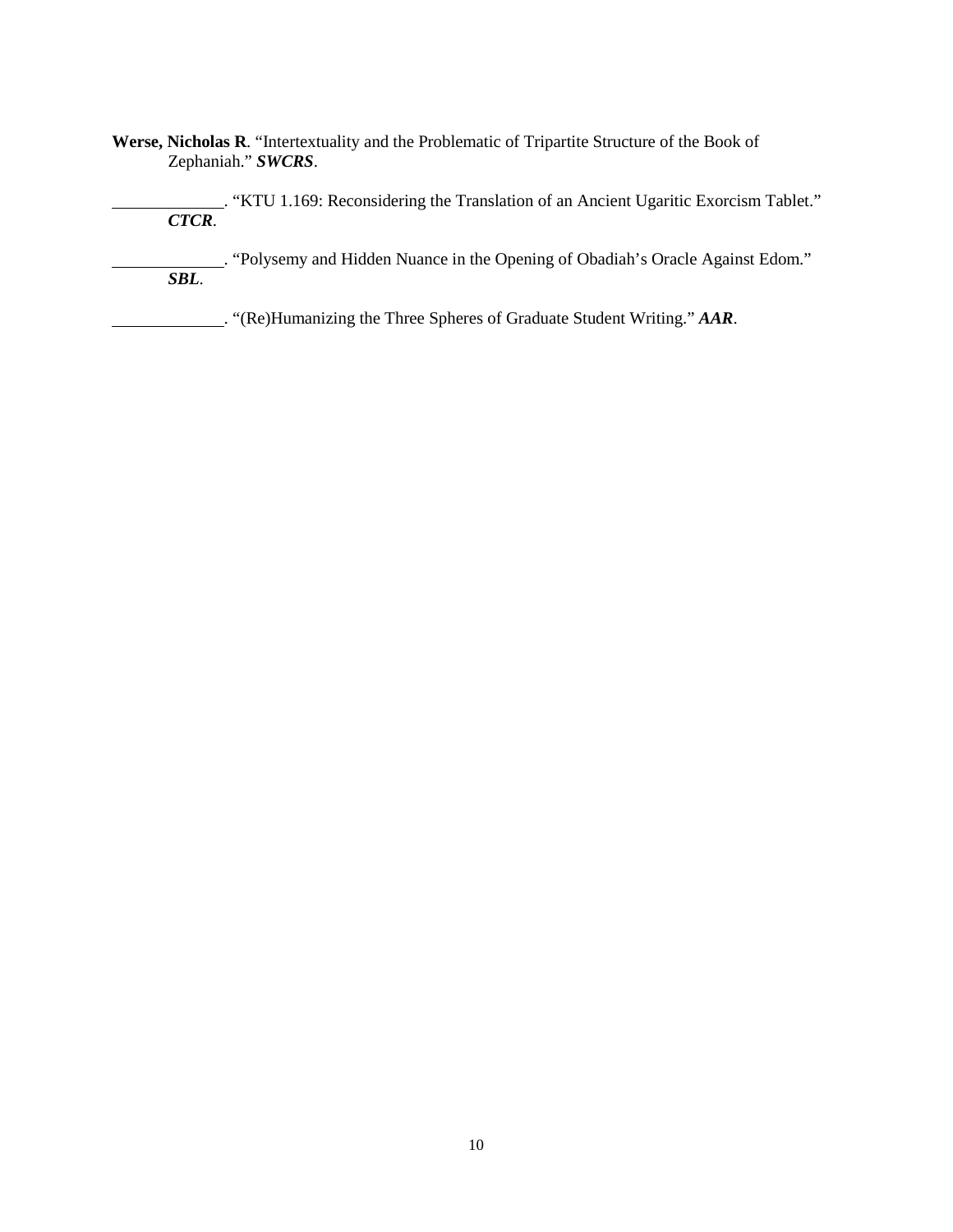**Werse, Nicholas R**. "Intertextuality and the Problematic of Tripartite Structure of the Book of Zephaniah." ***SWCRS***.

\_\_\_\_\_\_\_\_\_\_\_\_\_. "KTU 1.169: Reconsidering the Translation of an Ancient Ugaritic Exorcism Tablet." ***CTCR***.

\_\_\_\_\_\_\_\_\_\_\_\_\_. "Polysemy and Hidden Nuance in the Opening of Obadiah's Oracle Against Edom." ***SBL***.

\_\_\_\_\_\_\_\_\_\_\_\_\_. "(Re)Humanizing the Three Spheres of Graduate Student Writing." ***AAR***.